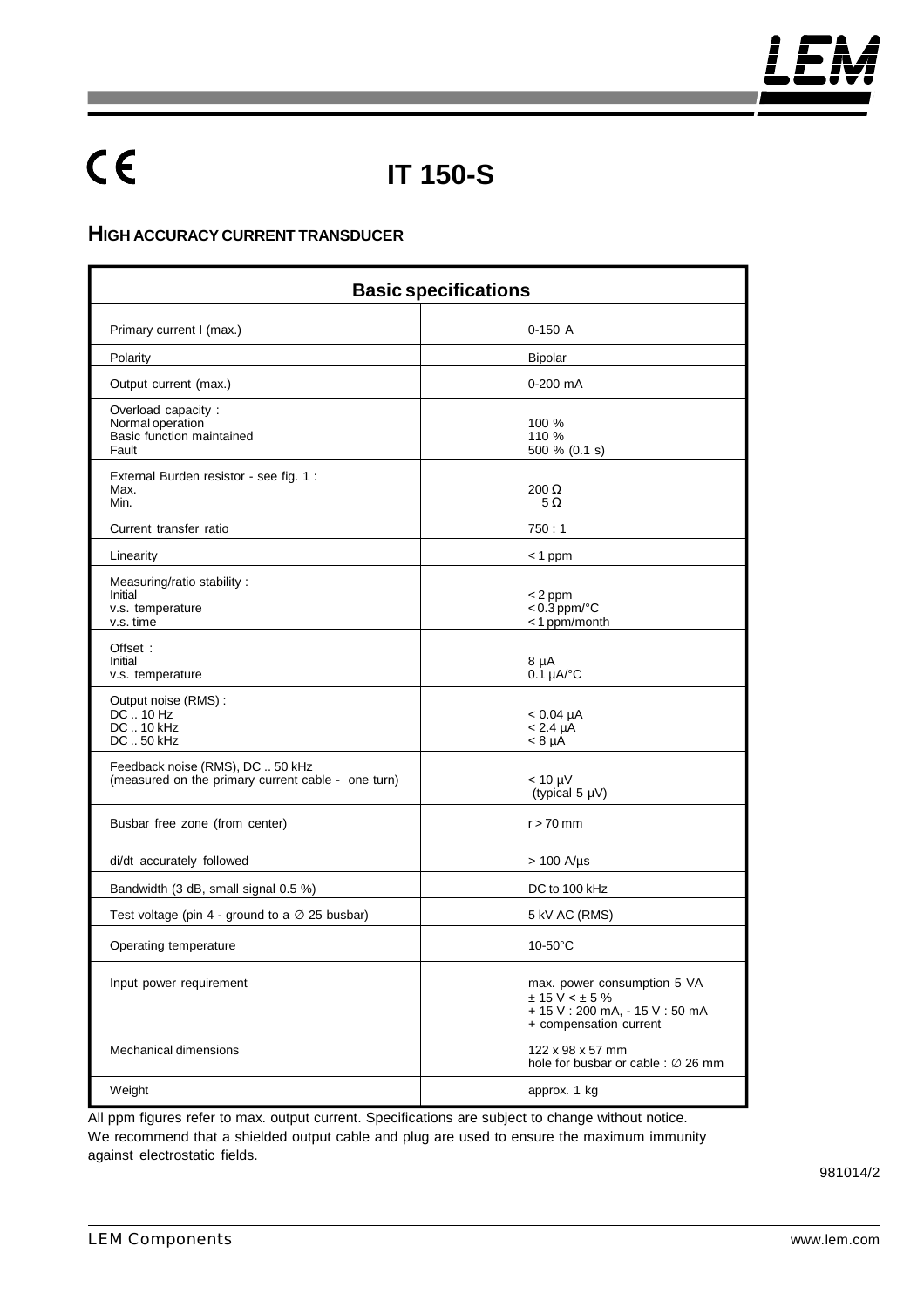CE

# IT 150-S

## HIGH ACCURACY CURRENT TRANSDUCER

| Basic specifications | |
|---|---|
| Primary current I (max.) | 0-150 A |
| Polarity | Bipolar |
| Output current (max.) | 0-200 mA |
| Overload capacity :<br>Normal operation<br>Basic function maintained<br>Fault | <br>100 %<br>110 %<br>500 % (0.1 s) |
| External Burden resistor - see fig. 1 :<br>Max.<br>Min. | <br>200 Ω<br>5 Ω |
| Current transfer ratio | 750 : 1 |
| Linearity | < 1 ppm |
| Measuring/ratio stability :<br>Initial<br>v.s. temperature<br>v.s. time | <br>< 2 ppm<br>< 0.3 ppm/°C<br>< 1 ppm/month |
| Offset :<br>Initial<br>v.s. temperature | <br>8 µA<br>0.1 µA/°C |
| Output noise (RMS) :<br>DC .. 10 Hz<br>DC .. 10 kHz<br>DC .. 50 kHz | <br>< 0.04 µA<br>< 2.4 µA<br>< 8 µA |
| Feedback noise (RMS), DC .. 50 kHz<br>(measured on the primary current cable - one turn) | < 10 µV<br>(typical 5 µV) |
| Busbar free zone (from center) | r > 70 mm |
| di/dt accurately followed | > 100 A/µs |
| Bandwidth (3 dB, small signal 0.5 %) | DC to 100 kHz |
| Test voltage (pin 4 - ground to a ∅ 25 busbar) | 5 kV AC (RMS) |
| Operating temperature | 10-50°C |
| Input power requirement | max. power consumption 5 VA<br>± 15 V < ± 5 %<br>+ 15 V : 200 mA, - 15 V : 50 mA<br>+ compensation current |
| Mechanical dimensions | 122 x 98 x 57 mm<br>hole for busbar or cable : ∅ 26 mm |
| Weight | approx. 1 kg |

All ppm figures refer to max. output current. Specifications are subject to change without notice.
We recommend that a shielded output cable and plug are used to ensure the maximum immunity against electrostatic fields.

981014/2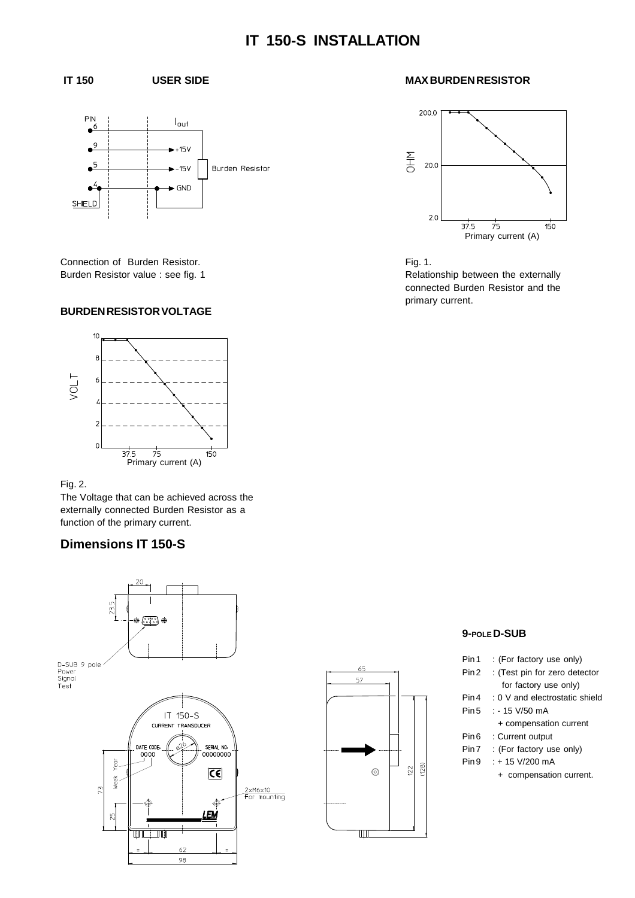# IT 150-S INSTALLATION

**IT 150** **USER SIDE**

PIN 6
9
5
4
SHIELD
$I_{out}$
+15V
-15V
GND
Burden Resistor

Connection of Burden Resistor.
Burden Resistor value : see fig. 1

**MAX BURDEN RESISTOR**

200.0
20.0
2.0
OHM
37.5
75
150
Primary current (A)

Fig. 1.
Relationship between the externally connected Burden Resistor and the primary current.

**BURDEN RESISTOR VOLTAGE**

10
8
6
4
2
0
VOLT
37.5
75
150
Primary current (A)

Fig. 2.
The Voltage that can be achieved across the externally connected Burden Resistor as a function of the primary current.

## Dimensions IT 150-S

20
23.5
D-SUB 9 pole
Power
Signal
Test
IT 150-S
CURRENT TRANSDUCER
DATE CODE:
0000
SERIAL NO:
00000000
Week Year
ø26
73
25
2xM6x10
For mounting
62
98
65
57
122
(128)

**9-POLE D-SUB**

- Pin 1 : (For factory use only)
- Pin 2 : (Test pin for zero detector for factory use only)
- Pin 4 : 0 V and electrostatic shield
- Pin 5 : - 15 V/50 mA + compensation current
- Pin 6 : Current output
- Pin 7 : (For factory use only)
- Pin 9 : + 15 V/200 mA + compensation current.